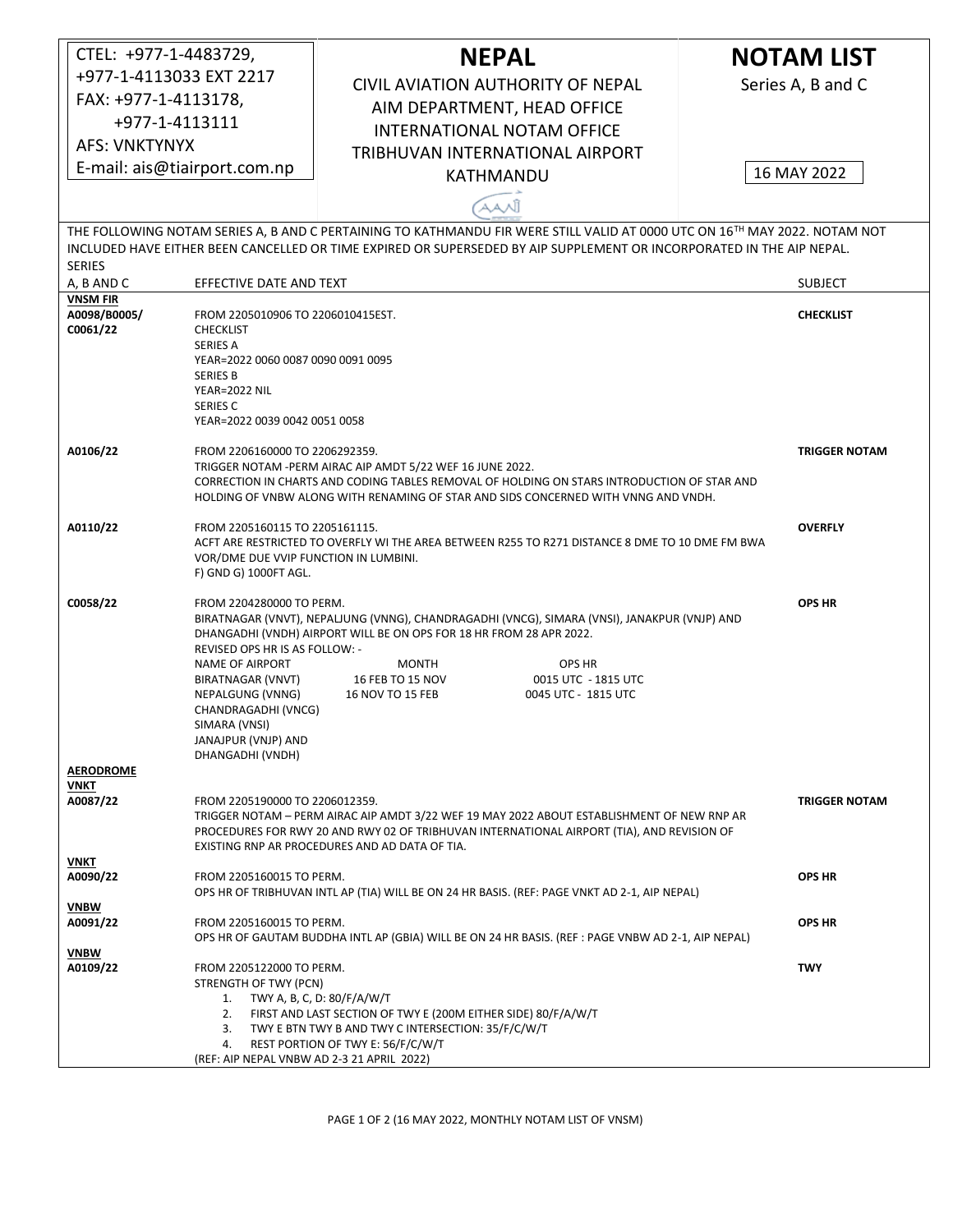CTEL: +977-1-4483729, +977-1-4113033 EXT 2217
FAX: +977-1-4113178, +977-1-4113111
AFS: VNKTYNYX
E-mail: ais@tiairport.com.np

# NEPAL

CIVIL AVIATION AUTHORITY OF NEPAL
AIM DEPARTMENT, HEAD OFFICE
INTERNATIONAL NOTAM OFFICE
TRIBHUVAN INTERNATIONAL AIRPORT
KATHMANDU

# NOTAM LIST

Series A, B and C

16 MAY 2022

THE FOLLOWING NOTAM SERIES A, B AND C PERTAINING TO KATHMANDU FIR WERE STILL VALID AT 0000 UTC ON 16TH MAY 2022. NOTAM NOT INCLUDED HAVE EITHER BEEN CANCELLED OR TIME EXPIRED OR SUPERSEDED BY AIP SUPPLEMENT OR INCORPORATED IN THE AIP NEPAL.

| SERIES A, B AND C | EFFECTIVE DATE AND TEXT | SUBJECT |
|---|---|---|
| **VNSM FIR** | | |
| **A0098/B0005/ C0061/22** | FROM 2205010906 TO 2206010415EST.<br>CHECKLIST<br>SERIES A<br>YEAR=2022 0060 0087 0090 0091 0095<br>SERIES B<br>YEAR=2022 NIL<br>SERIES C<br>YEAR=2022 0039 0042 0051 0058 | **CHECKLIST** |
| **A0106/22** | FROM 2206160000 TO 2206292359.<br>TRIGGER NOTAM -PERM AIRAC AIP AMDT 5/22 WEF 16 JUNE 2022.<br>CORRECTION IN CHARTS AND CODING TABLES REMOVAL OF HOLDING ON STARS INTRODUCTION OF STAR AND HOLDING OF VNBW ALONG WITH RENAMING OF STAR AND SIDS CONCERNED WITH VNNG AND VNDH. | **TRIGGER NOTAM** |
| **A0110/22** | FROM 2205160115 TO 2205161115.<br>ACFT ARE RESTRICTED TO OVERFLY WI THE AREA BETWEEN R255 TO R271 DISTANCE 8 DME TO 10 DME FM BWA VOR/DME DUE VVIP FUNCTION IN LUMBINI.<br>F) GND G) 1000FT AGL. | **OVERFLY** |
| **C0058/22** | FROM 2204280000 TO PERM.<br>BIRATNAGAR (VNVT), NEPALJUNG (VNNG), CHANDRAGADHI (VNCG), SIMARA (VNSI), JANAKPUR (VNJP) AND DHANGADHI (VNDH) AIRPORT WILL BE ON OPS FOR 18 HR FROM 28 APR 2022.<br>REVISED OPS HR IS AS FOLLOW: -<br>NAME OF AIRPORT — MONTH — OPS HR<br>BIRATNAGAR (VNVT) — 16 FEB TO 15 NOV — 0015 UTC - 1815 UTC<br>NEPALGUNG (VNNG) — 16 NOV TO 15 FEB — 0045 UTC - 1815 UTC<br>CHANDRAGADHI (VNCG)<br>SIMARA (VNSI)<br>JANAJPUR (VNJP) AND<br>DHANGADHI (VNDH) | **OPS HR** |
| **AERODROME** | | |
| **VNKT** | | |
| **A0087/22** | FROM 2205190000 TO 2206012359.<br>TRIGGER NOTAM – PERM AIRAC AIP AMDT 3/22 WEF 19 MAY 2022 ABOUT ESTABLISHMENT OF NEW RNP AR PROCEDURES FOR RWY 20 AND RWY 02 OF TRIBHUVAN INTERNATIONAL AIRPORT (TIA), AND REVISION OF EXISTING RNP AR PROCEDURES AND AD DATA OF TIA. | **TRIGGER NOTAM** |
| **VNKT** | | |
| **A0090/22** | FROM 2205160015 TO PERM.<br>OPS HR OF TRIBHUVAN INTL AP (TIA) WILL BE ON 24 HR BASIS. (REF: PAGE VNKT AD 2-1, AIP NEPAL) | **OPS HR** |
| **VNBW** | | |
| **A0091/22** | FROM 2205160015 TO PERM.<br>OPS HR OF GAUTAM BUDDHA INTL AP (GBIA) WILL BE ON 24 HR BASIS. (REF : PAGE VNBW AD 2-1, AIP NEPAL) | **OPS HR** |
| **VNBW** | | |
| **A0109/22** | FROM 2205122000 TO PERM.<br>STRENGTH OF TWY (PCN)<br>1. TWY A, B, C, D: 80/F/A/W/T<br>2. FIRST AND LAST SECTION OF TWY E (200M EITHER SIDE) 80/F/A/W/T<br>3. TWY E BTN TWY B AND TWY C INTERSECTION: 35/F/C/W/T<br>4. REST PORTION OF TWY E: 56/F/C/W/T<br>(REF: AIP NEPAL VNBW AD 2-3 21 APRIL 2022) | **TWY** |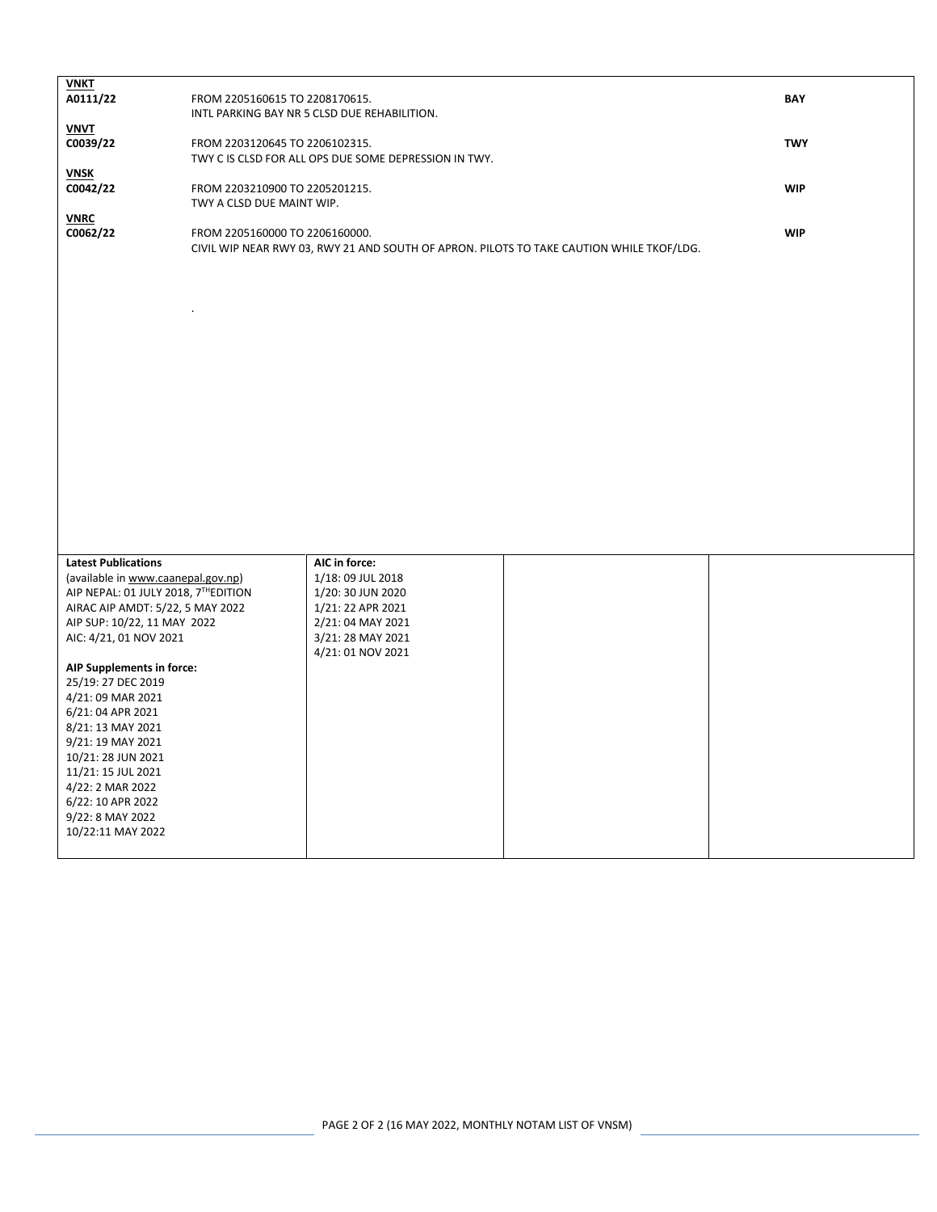| | | |
|---|---|---|
| **VNKT** | | |
| **A0111/22** | FROM 2205160615 TO 2208170615.<br>INTL PARKING BAY NR 5 CLSD DUE REHABILITION. | **BAY** |
| **VNVT** | | |
| **C0039/22** | FROM 2203120645 TO 2206102315.<br>TWY C IS CLSD FOR ALL OPS DUE SOME DEPRESSION IN TWY. | **TWY** |
| **VNSK** | | |
| **C0042/22** | FROM 2203210900 TO 2205201215.<br>TWY A CLSD DUE MAINT WIP. | **WIP** |
| **VNRC** | | |
| **C0062/22** | FROM 2205160000 TO 2206160000.<br>CIVIL WIP NEAR RWY 03, RWY 21 AND SOUTH OF APRON. PILOTS TO TAKE CAUTION WHILE TKOF/LDG. | **WIP** |

.

| | | | |
|---|---|---|---|
| **Latest Publications**<br>(available in www.caanepal.gov.np)<br>AIP NEPAL: 01 JULY 2018, 7TH EDITION<br>AIRAC AIP AMDT: 5/22, 5 MAY 2022<br>AIP SUP: 10/22, 11 MAY 2022<br>AIC: 4/21, 01 NOV 2021<br><br>**AIP Supplements in force:**<br>25/19: 27 DEC 2019<br>4/21: 09 MAR 2021<br>6/21: 04 APR 2021<br>8/21: 13 MAY 2021<br>9/21: 19 MAY 2021<br>10/21: 28 JUN 2021<br>11/21: 15 JUL 2021<br>4/22: 2 MAR 2022<br>6/22: 10 APR 2022<br>9/22: 8 MAY 2022<br>10/22:11 MAY 2022 | **AIC in force:**<br>1/18: 09 JUL 2018<br>1/20: 30 JUN 2020<br>1/21: 22 APR 2021<br>2/21: 04 MAY 2021<br>3/21: 28 MAY 2021<br>4/21: 01 NOV 2021 | | |

PAGE 2 OF 2 (16 MAY 2022, MONTHLY NOTAM LIST OF VNSM)